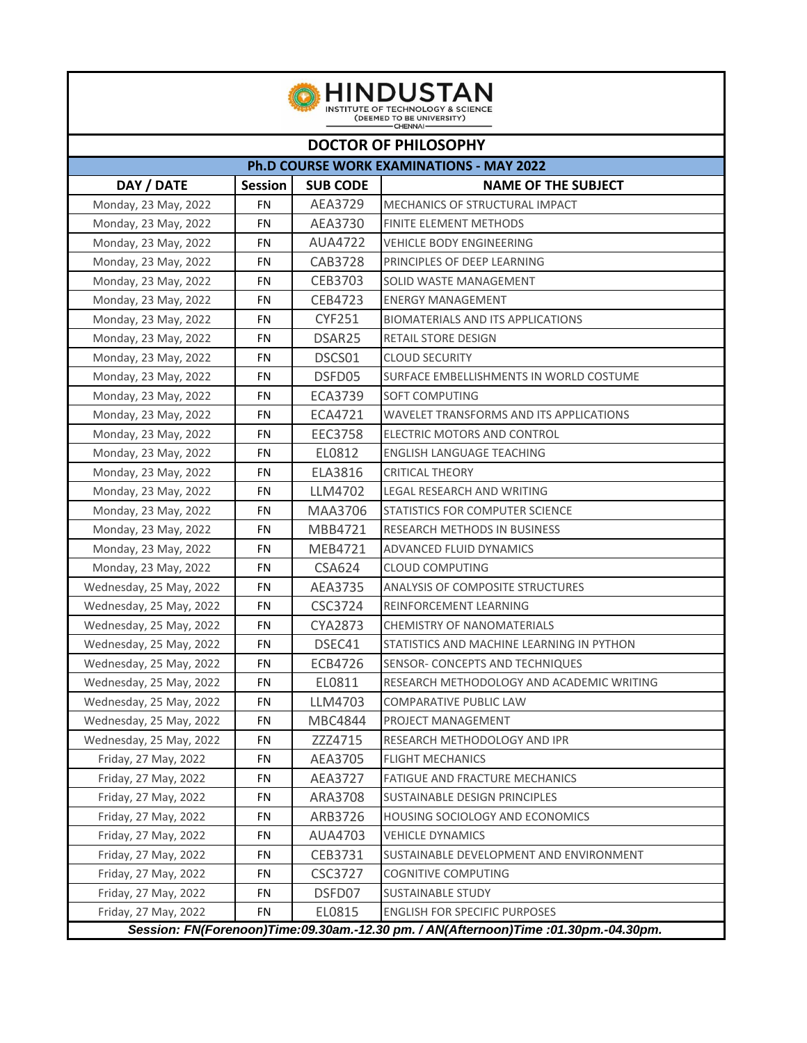**HINDUSTAN**
INSTITUTE OF TECHNOLOGY & SCIENCE
(DEEMED TO BE UNIVERSITY)
CHENNAI

# DOCTOR OF PHILOSOPHY

## Ph.D COURSE WORK EXAMINATIONS - MAY 2022

| DAY / DATE | Session | SUB CODE | NAME OF THE SUBJECT |
|---|---|---|---|
| Monday, 23 May, 2022 | FN | AEA3729 | MECHANICS OF STRUCTURAL IMPACT |
| Monday, 23 May, 2022 | FN | AEA3730 | FINITE ELEMENT METHODS |
| Monday, 23 May, 2022 | FN | AUA4722 | VEHICLE BODY ENGINEERING |
| Monday, 23 May, 2022 | FN | CAB3728 | PRINCIPLES OF DEEP LEARNING |
| Monday, 23 May, 2022 | FN | CEB3703 | SOLID WASTE MANAGEMENT |
| Monday, 23 May, 2022 | FN | CEB4723 | ENERGY MANAGEMENT |
| Monday, 23 May, 2022 | FN | CYF251 | BIOMATERIALS AND ITS APPLICATIONS |
| Monday, 23 May, 2022 | FN | DSAR25 | RETAIL STORE DESIGN |
| Monday, 23 May, 2022 | FN | DSCS01 | CLOUD SECURITY |
| Monday, 23 May, 2022 | FN | DSFD05 | SURFACE EMBELLISHMENTS IN WORLD COSTUME |
| Monday, 23 May, 2022 | FN | ECA3739 | SOFT COMPUTING |
| Monday, 23 May, 2022 | FN | ECA4721 | WAVELET TRANSFORMS AND ITS APPLICATIONS |
| Monday, 23 May, 2022 | FN | EEC3758 | ELECTRIC MOTORS AND CONTROL |
| Monday, 23 May, 2022 | FN | EL0812 | ENGLISH LANGUAGE TEACHING |
| Monday, 23 May, 2022 | FN | ELA3816 | CRITICAL THEORY |
| Monday, 23 May, 2022 | FN | LLM4702 | LEGAL RESEARCH AND WRITING |
| Monday, 23 May, 2022 | FN | MAA3706 | STATISTICS FOR COMPUTER SCIENCE |
| Monday, 23 May, 2022 | FN | MBB4721 | RESEARCH METHODS IN BUSINESS |
| Monday, 23 May, 2022 | FN | MEB4721 | ADVANCED FLUID DYNAMICS |
| Monday, 23 May, 2022 | FN | CSA624 | CLOUD COMPUTING |
| Wednesday, 25 May, 2022 | FN | AEA3735 | ANALYSIS OF COMPOSITE STRUCTURES |
| Wednesday, 25 May, 2022 | FN | CSC3724 | REINFORCEMENT LEARNING |
| Wednesday, 25 May, 2022 | FN | CYA2873 | CHEMISTRY OF NANOMATERIALS |
| Wednesday, 25 May, 2022 | FN | DSEC41 | STATISTICS AND MACHINE LEARNING IN PYTHON |
| Wednesday, 25 May, 2022 | FN | ECB4726 | SENSOR- CONCEPTS AND TECHNIQUES |
| Wednesday, 25 May, 2022 | FN | EL0811 | RESEARCH METHODOLOGY AND ACADEMIC WRITING |
| Wednesday, 25 May, 2022 | FN | LLM4703 | COMPARATIVE PUBLIC LAW |
| Wednesday, 25 May, 2022 | FN | MBC4844 | PROJECT MANAGEMENT |
| Wednesday, 25 May, 2022 | FN | ZZZ4715 | RESEARCH METHODOLOGY AND IPR |
| Friday, 27 May, 2022 | FN | AEA3705 | FLIGHT MECHANICS |
| Friday, 27 May, 2022 | FN | AEA3727 | FATIGUE AND FRACTURE MECHANICS |
| Friday, 27 May, 2022 | FN | ARA3708 | SUSTAINABLE DESIGN PRINCIPLES |
| Friday, 27 May, 2022 | FN | ARB3726 | HOUSING SOCIOLOGY AND ECONOMICS |
| Friday, 27 May, 2022 | FN | AUA4703 | VEHICLE DYNAMICS |
| Friday, 27 May, 2022 | FN | CEB3731 | SUSTAINABLE DEVELOPMENT AND ENVIRONMENT |
| Friday, 27 May, 2022 | FN | CSC3727 | COGNITIVE COMPUTING |
| Friday, 27 May, 2022 | FN | DSFD07 | SUSTAINABLE STUDY |
| Friday, 27 May, 2022 | FN | EL0815 | ENGLISH FOR SPECIFIC PURPOSES |

***Session: FN(Forenoon)Time:09.30am.-12.30 pm. / AN(Afternoon)Time :01.30pm.-04.30pm.***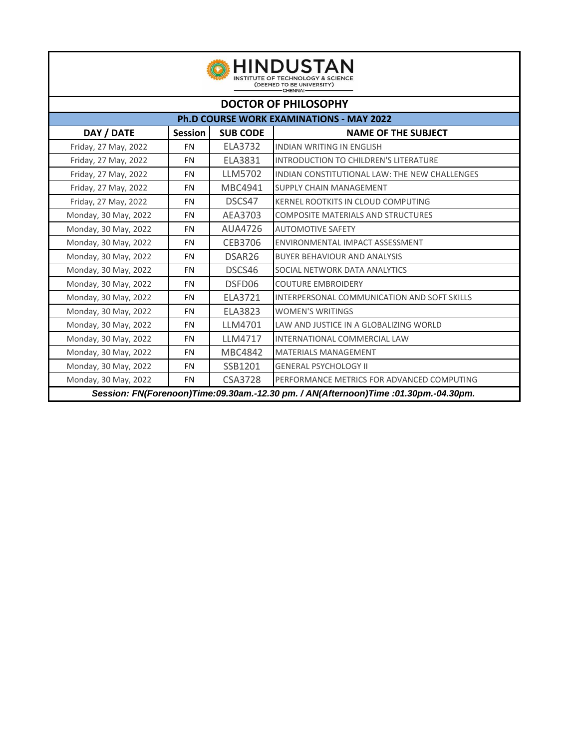HINDUSTAN INSTITUTE OF TECHNOLOGY & SCIENCE (DEEMED TO BE UNIVERSITY) CHENNAI

## DOCTOR OF PHILOSOPHY

### Ph.D COURSE WORK EXAMINATIONS - MAY 2022

| DAY / DATE | Session | SUB CODE | NAME OF THE SUBJECT |
|---|---|---|---|
| Friday, 27 May, 2022 | FN | ELA3732 | INDIAN WRITING IN ENGLISH |
| Friday, 27 May, 2022 | FN | ELA3831 | INTRODUCTION TO CHILDREN'S LITERATURE |
| Friday, 27 May, 2022 | FN | LLM5702 | INDIAN CONSTITUTIONAL LAW: THE NEW CHALLENGES |
| Friday, 27 May, 2022 | FN | MBC4941 | SUPPLY CHAIN MANAGEMENT |
| Friday, 27 May, 2022 | FN | DSCS47 | KERNEL ROOTKITS IN CLOUD COMPUTING |
| Monday, 30 May, 2022 | FN | AEA3703 | COMPOSITE MATERIALS AND STRUCTURES |
| Monday, 30 May, 2022 | FN | AUA4726 | AUTOMOTIVE SAFETY |
| Monday, 30 May, 2022 | FN | CEB3706 | ENVIRONMENTAL IMPACT ASSESSMENT |
| Monday, 30 May, 2022 | FN | DSAR26 | BUYER BEHAVIOUR AND ANALYSIS |
| Monday, 30 May, 2022 | FN | DSCS46 | SOCIAL NETWORK DATA ANALYTICS |
| Monday, 30 May, 2022 | FN | DSFD06 | COUTURE EMBROIDERY |
| Monday, 30 May, 2022 | FN | ELA3721 | INTERPERSONAL COMMUNICATION AND SOFT SKILLS |
| Monday, 30 May, 2022 | FN | ELA3823 | WOMEN'S WRITINGS |
| Monday, 30 May, 2022 | FN | LLM4701 | LAW AND JUSTICE IN A GLOBALIZING WORLD |
| Monday, 30 May, 2022 | FN | LLM4717 | INTERNATIONAL COMMERCIAL LAW |
| Monday, 30 May, 2022 | FN | MBC4842 | MATERIALS MANAGEMENT |
| Monday, 30 May, 2022 | FN | SSB1201 | GENERAL PSYCHOLOGY II |
| Monday, 30 May, 2022 | FN | CSA3728 | PERFORMANCE METRICS FOR ADVANCED COMPUTING |

***Session: FN(Forenoon)Time:09.30am.-12.30 pm. / AN(Afternoon)Time :01.30pm.-04.30pm.***